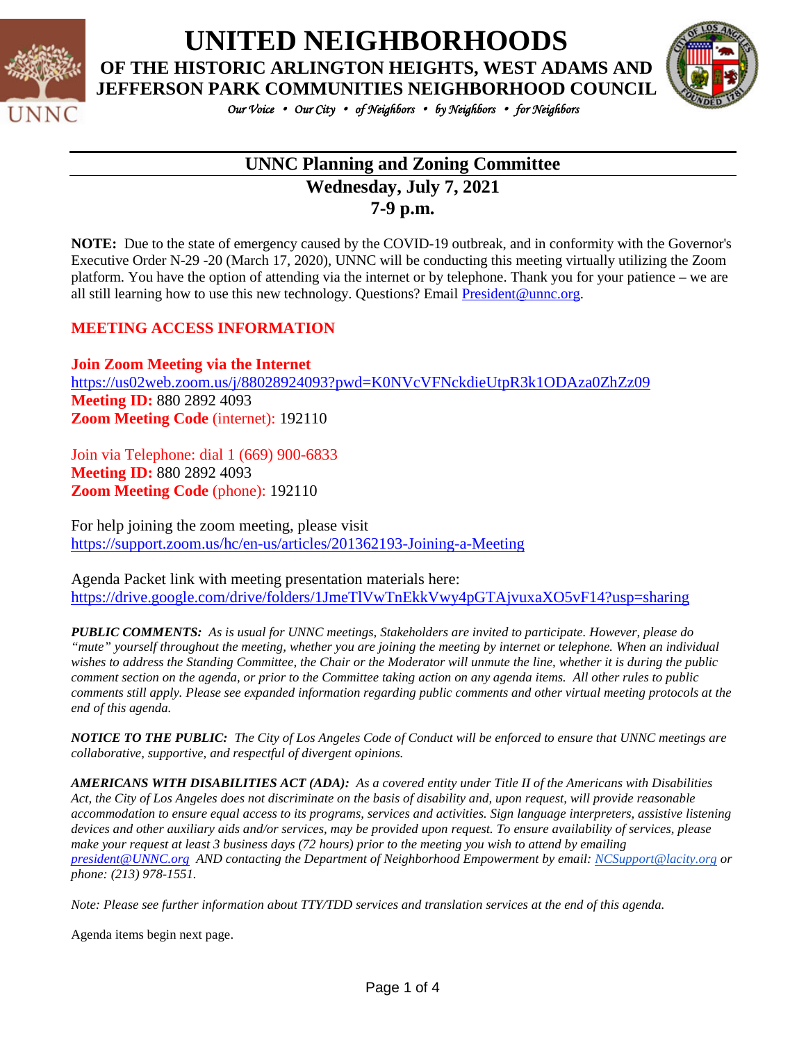# UNITED NEIGHBORHOODS

## OF THE HISTORIC ARLINGTON HEIGHTS, WEST ADAMS AND JEFFERSON PARK COMMUNITIES NEIGHBORHOOD COUNCIL

*Our Voice • Our City • of Neighbors • by Neighbors • for Neighbors*

---

## UNNC Planning and Zoning Committee

### Wednesday, July 7, 2021

### 7-9 p.m.

**NOTE:** Due to the state of emergency caused by the COVID-19 outbreak, and in conformity with the Governor's Executive Order N-29 -20 (March 17, 2020), UNNC will be conducting this meeting virtually utilizing the Zoom platform. You have the option of attending via the internet or by telephone. Thank you for your patience – we are all still learning how to use this new technology. Questions? Email President@unnc.org.

**MEETING ACCESS INFORMATION**

**Join Zoom Meeting via the Internet**
https://us02web.zoom.us/j/88028924093?pwd=K0NVcVFNckdieUtpR3k1ODAza0ZhZz09
**Meeting ID:** 880 2892 4093
**Zoom Meeting Code** (internet): 192110

Join via Telephone: dial 1 (669) 900-6833
**Meeting ID:** 880 2892 4093
**Zoom Meeting Code** (phone): 192110

For help joining the zoom meeting, please visit
https://support.zoom.us/hc/en-us/articles/201362193-Joining-a-Meeting

Agenda Packet link with meeting presentation materials here:
https://drive.google.com/drive/folders/1JmeTlVwTnEkkVwy4pGTAjvuxaXO5vF14?usp=sharing

***PUBLIC COMMENTS:*** *As is usual for UNNC meetings, Stakeholders are invited to participate. However, please do "mute" yourself throughout the meeting, whether you are joining the meeting by internet or telephone. When an individual wishes to address the Standing Committee, the Chair or the Moderator will unmute the line, whether it is during the public comment section on the agenda, or prior to the Committee taking action on any agenda items. All other rules to public comments still apply. Please see expanded information regarding public comments and other virtual meeting protocols at the end of this agenda.*

***NOTICE TO THE PUBLIC:*** *The City of Los Angeles Code of Conduct will be enforced to ensure that UNNC meetings are collaborative, supportive, and respectful of divergent opinions.*

***AMERICANS WITH DISABILITIES ACT (ADA):*** *As a covered entity under Title II of the Americans with Disabilities Act, the City of Los Angeles does not discriminate on the basis of disability and, upon request, will provide reasonable accommodation to ensure equal access to its programs, services and activities. Sign language interpreters, assistive listening devices and other auxiliary aids and/or services, may be provided upon request. To ensure availability of services, please make your request at least 3 business days (72 hours) prior to the meeting you wish to attend by emailing president@UNNC.org AND contacting the Department of Neighborhood Empowerment by email: NCSupport@lacity.org or phone: (213) 978-1551.*

*Note: Please see further information about TTY/TDD services and translation services at the end of this agenda.*

Agenda items begin next page.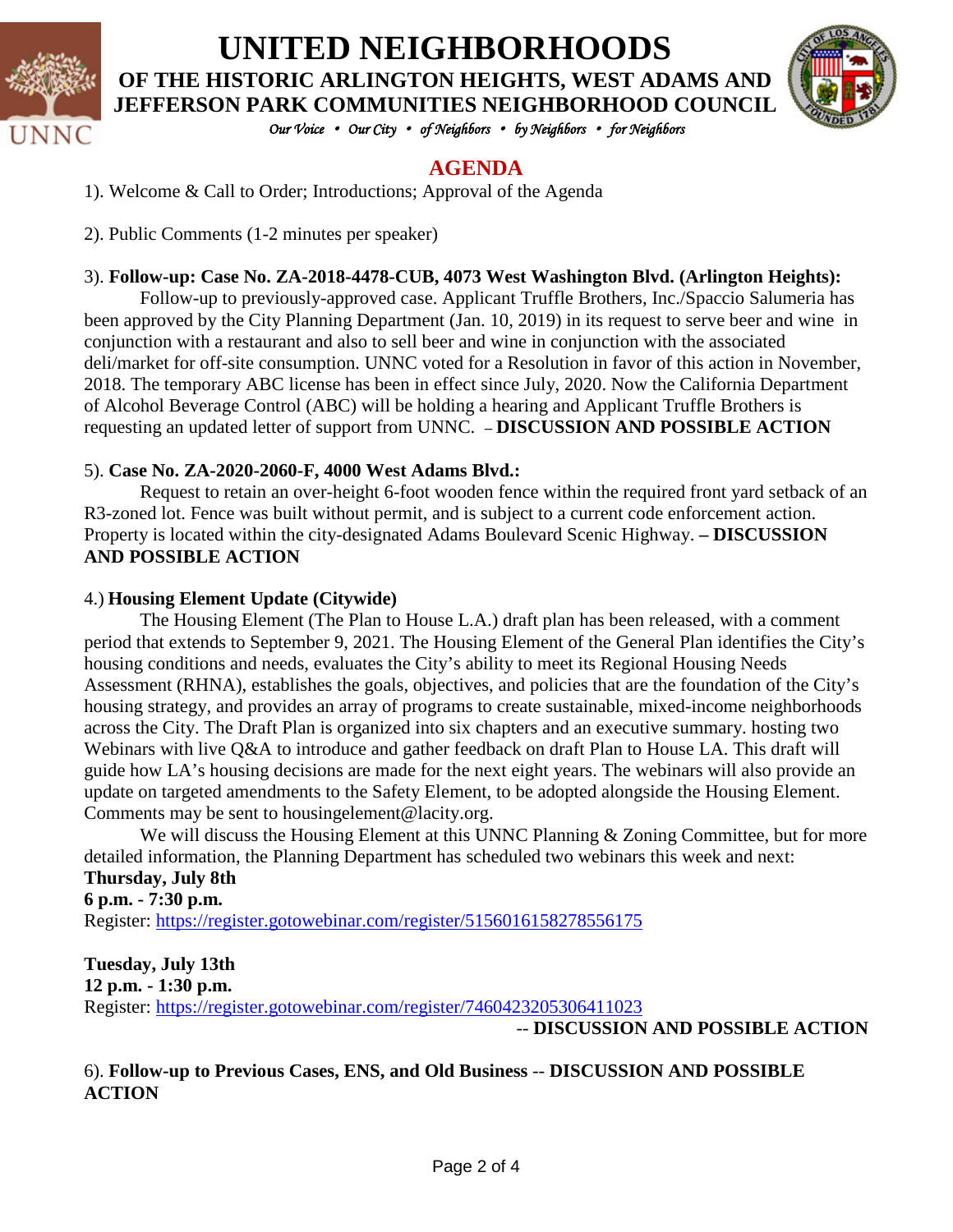# UNITED NEIGHBORHOODS

## OF THE HISTORIC ARLINGTON HEIGHTS, WEST ADAMS AND JEFFERSON PARK COMMUNITIES NEIGHBORHOOD COUNCIL

*Our Voice • Our City • of Neighbors • by Neighbors • for Neighbors*

## AGENDA

1). Welcome & Call to Order; Introductions; Approval of the Agenda

2). Public Comments (1-2 minutes per speaker)

3). **Follow-up: Case No. ZA-2018-4478-CUB, 4073 West Washington Blvd. (Arlington Heights):**
Follow-up to previously-approved case. Applicant Truffle Brothers, Inc./Spaccio Salumeria has been approved by the City Planning Department (Jan. 10, 2019) in its request to serve beer and wine in conjunction with a restaurant and also to sell beer and wine in conjunction with the associated deli/market for off-site consumption. UNNC voted for a Resolution in favor of this action in November, 2018. The temporary ABC license has been in effect since July, 2020. Now the California Department of Alcohol Beverage Control (ABC) will be holding a hearing and Applicant Truffle Brothers is requesting an updated letter of support from UNNC. – **DISCUSSION AND POSSIBLE ACTION**

5). **Case No. ZA-2020-2060-F, 4000 West Adams Blvd.:**
Request to retain an over-height 6-foot wooden fence within the required front yard setback of an R3-zoned lot. Fence was built without permit, and is subject to a current code enforcement action. Property is located within the city-designated Adams Boulevard Scenic Highway. **– DISCUSSION AND POSSIBLE ACTION**

4.) **Housing Element Update (Citywide)**
The Housing Element (The Plan to House L.A.) draft plan has been released, with a comment period that extends to September 9, 2021. The Housing Element of the General Plan identifies the City's housing conditions and needs, evaluates the City's ability to meet its Regional Housing Needs Assessment (RHNA), establishes the goals, objectives, and policies that are the foundation of the City's housing strategy, and provides an array of programs to create sustainable, mixed-income neighborhoods across the City. The Draft Plan is organized into six chapters and an executive summary. hosting two Webinars with live Q&A to introduce and gather feedback on draft Plan to House LA. This draft will guide how LA's housing decisions are made for the next eight years. The webinars will also provide an update on targeted amendments to the Safety Element, to be adopted alongside the Housing Element. Comments may be sent to housingelement@lacity.org.

We will discuss the Housing Element at this UNNC Planning & Zoning Committee, but for more detailed information, the Planning Department has scheduled two webinars this week and next:

**Thursday, July 8th**
**6 p.m. - 7:30 p.m.**
Register: https://register.gotowebinar.com/register/5156016158278556175

**Tuesday, July 13th**
**12 p.m. - 1:30 p.m.**
Register: https://register.gotowebinar.com/register/7460423205306411023

-- **DISCUSSION AND POSSIBLE ACTION**

6). **Follow-up to Previous Cases, ENS, and Old Business** -- **DISCUSSION AND POSSIBLE ACTION**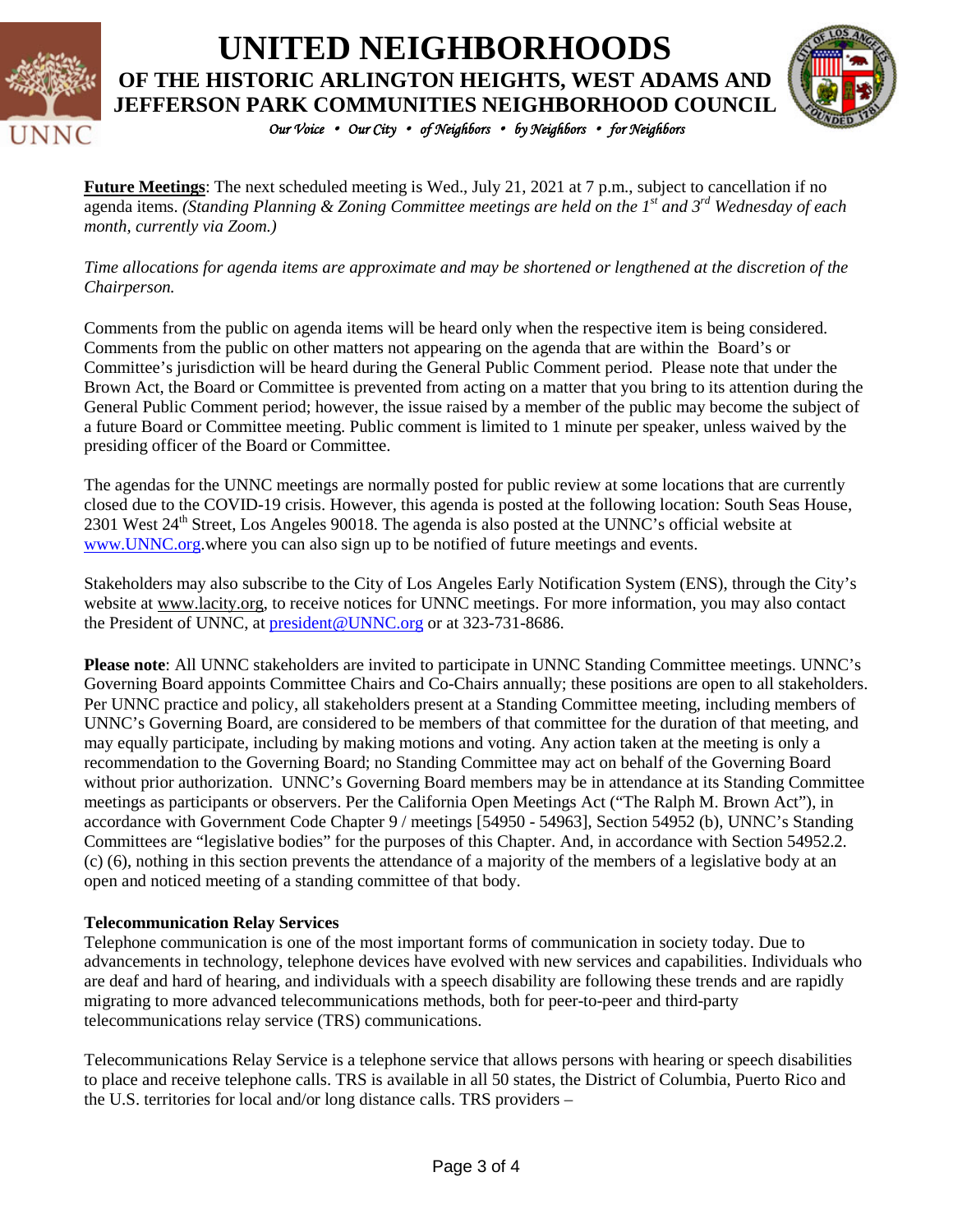**Future Meetings**: The next scheduled meeting is Wed., July 21, 2021 at 7 p.m., subject to cancellation if no agenda items. *(Standing Planning & Zoning Committee meetings are held on the 1st and 3rd Wednesday of each month, currently via Zoom.)*

*Time allocations for agenda items are approximate and may be shortened or lengthened at the discretion of the Chairperson.*

Comments from the public on agenda items will be heard only when the respective item is being considered. Comments from the public on other matters not appearing on the agenda that are within the Board's or Committee's jurisdiction will be heard during the General Public Comment period. Please note that under the Brown Act, the Board or Committee is prevented from acting on a matter that you bring to its attention during the General Public Comment period; however, the issue raised by a member of the public may become the subject of a future Board or Committee meeting. Public comment is limited to 1 minute per speaker, unless waived by the presiding officer of the Board or Committee.

The agendas for the UNNC meetings are normally posted for public review at some locations that are currently closed due to the COVID-19 crisis. However, this agenda is posted at the following location: South Seas House, 2301 West 24th Street, Los Angeles 90018. The agenda is also posted at the UNNC's official website at www.UNNC.org.where you can also sign up to be notified of future meetings and events.

Stakeholders may also subscribe to the City of Los Angeles Early Notification System (ENS), through the City's website at www.lacity.org, to receive notices for UNNC meetings. For more information, you may also contact the President of UNNC, at president@UNNC.org or at 323-731-8686.

**Please note**: All UNNC stakeholders are invited to participate in UNNC Standing Committee meetings. UNNC's Governing Board appoints Committee Chairs and Co-Chairs annually; these positions are open to all stakeholders. Per UNNC practice and policy, all stakeholders present at a Standing Committee meeting, including members of UNNC's Governing Board, are considered to be members of that committee for the duration of that meeting, and may equally participate, including by making motions and voting. Any action taken at the meeting is only a recommendation to the Governing Board; no Standing Committee may act on behalf of the Governing Board without prior authorization. UNNC's Governing Board members may be in attendance at its Standing Committee meetings as participants or observers. Per the California Open Meetings Act ("The Ralph M. Brown Act"), in accordance with Government Code Chapter 9 / meetings [54950 - 54963], Section 54952 (b), UNNC's Standing Committees are "legislative bodies" for the purposes of this Chapter. And, in accordance with Section 54952.2. (c) (6), nothing in this section prevents the attendance of a majority of the members of a legislative body at an open and noticed meeting of a standing committee of that body.

**Telecommunication Relay Services**

Telephone communication is one of the most important forms of communication in society today. Due to advancements in technology, telephone devices have evolved with new services and capabilities. Individuals who are deaf and hard of hearing, and individuals with a speech disability are following these trends and are rapidly migrating to more advanced telecommunications methods, both for peer-to-peer and third-party telecommunications relay service (TRS) communications.

Telecommunications Relay Service is a telephone service that allows persons with hearing or speech disabilities to place and receive telephone calls. TRS is available in all 50 states, the District of Columbia, Puerto Rico and the U.S. territories for local and/or long distance calls. TRS providers –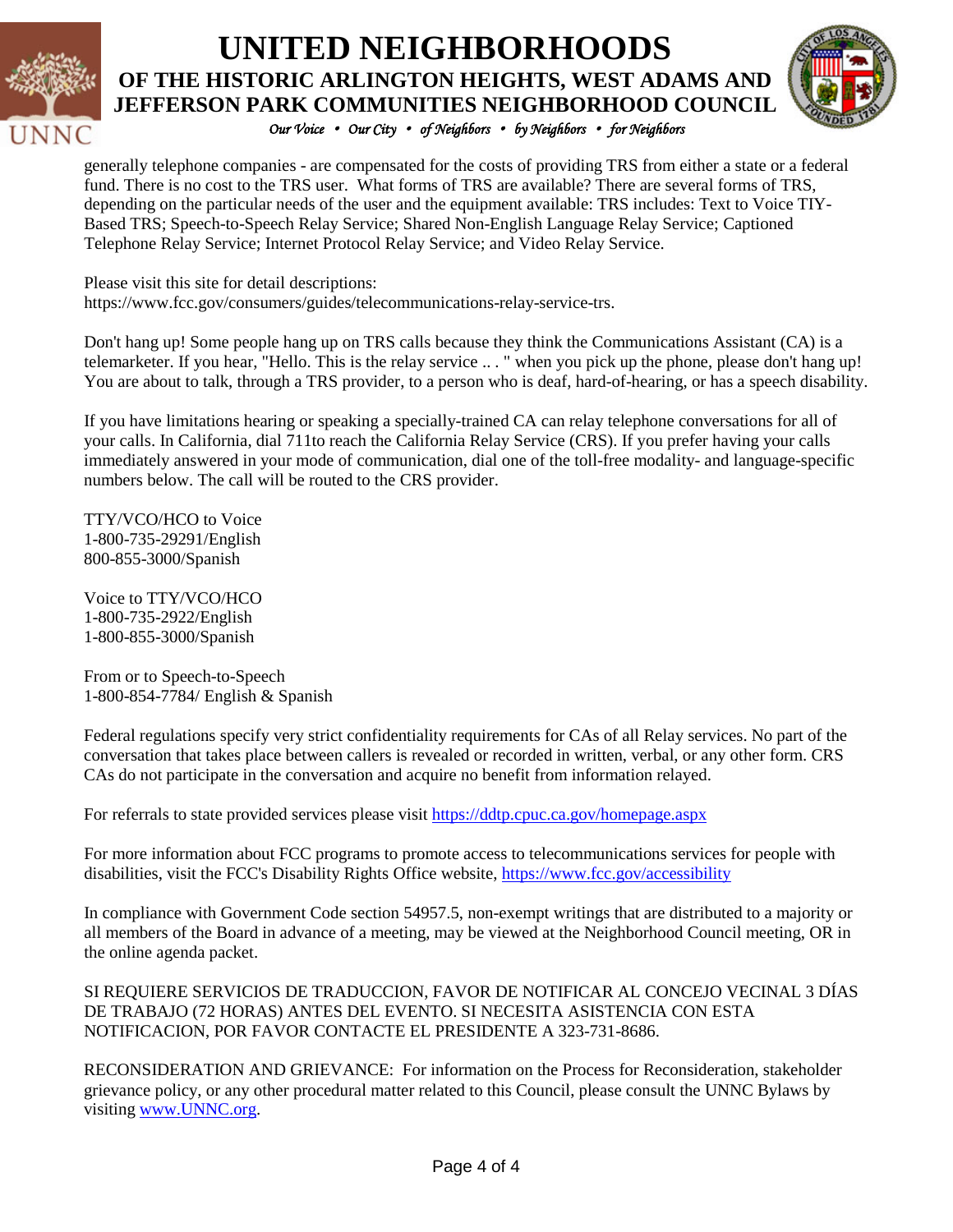generally telephone companies - are compensated for the costs of providing TRS from either a state or a federal fund. There is no cost to the TRS user. What forms of TRS are available? There are several forms of TRS, depending on the particular needs of the user and the equipment available: TRS includes: Text to Voice TIY-Based TRS; Speech-to-Speech Relay Service; Shared Non-English Language Relay Service; Captioned Telephone Relay Service; Internet Protocol Relay Service; and Video Relay Service.

Please visit this site for detail descriptions: https://www.fcc.gov/consumers/guides/telecommunications-relay-service-trs.

Don't hang up! Some people hang up on TRS calls because they think the Communications Assistant (CA) is a telemarketer. If you hear, "Hello. This is the relay service .. . " when you pick up the phone, please don't hang up! You are about to talk, through a TRS provider, to a person who is deaf, hard-of-hearing, or has a speech disability.

If you have limitations hearing or speaking a specially-trained CA can relay telephone conversations for all of your calls. In California, dial 711to reach the California Relay Service (CRS). If you prefer having your calls immediately answered in your mode of communication, dial one of the toll-free modality- and language-specific numbers below. The call will be routed to the CRS provider.

TTY/VCO/HCO to Voice
1-800-735-29291/English
800-855-3000/Spanish

Voice to TTY/VCO/HCO
1-800-735-2922/English
1-800-855-3000/Spanish

From or to Speech-to-Speech
1-800-854-7784/ English & Spanish

Federal regulations specify very strict confidentiality requirements for CAs of all Relay services. No part of the conversation that takes place between callers is revealed or recorded in written, verbal, or any other form. CRS CAs do not participate in the conversation and acquire no benefit from information relayed.

For referrals to state provided services please visit https://ddtp.cpuc.ca.gov/homepage.aspx

For more information about FCC programs to promote access to telecommunications services for people with disabilities, visit the FCC's Disability Rights Office website, https://www.fcc.gov/accessibility

In compliance with Government Code section 54957.5, non-exempt writings that are distributed to a majority or all members of the Board in advance of a meeting, may be viewed at the Neighborhood Council meeting, OR in the online agenda packet.

SI REQUIERE SERVICIOS DE TRADUCCION, FAVOR DE NOTIFICAR AL CONCEJO VECINAL 3 DÍAS DE TRABAJO (72 HORAS) ANTES DEL EVENTO. SI NECESITA ASISTENCIA CON ESTA NOTIFICACION, POR FAVOR CONTACTE EL PRESIDENTE A 323-731-8686.

RECONSIDERATION AND GRIEVANCE: For information on the Process for Reconsideration, stakeholder grievance policy, or any other procedural matter related to this Council, please consult the UNNC Bylaws by visiting www.UNNC.org.